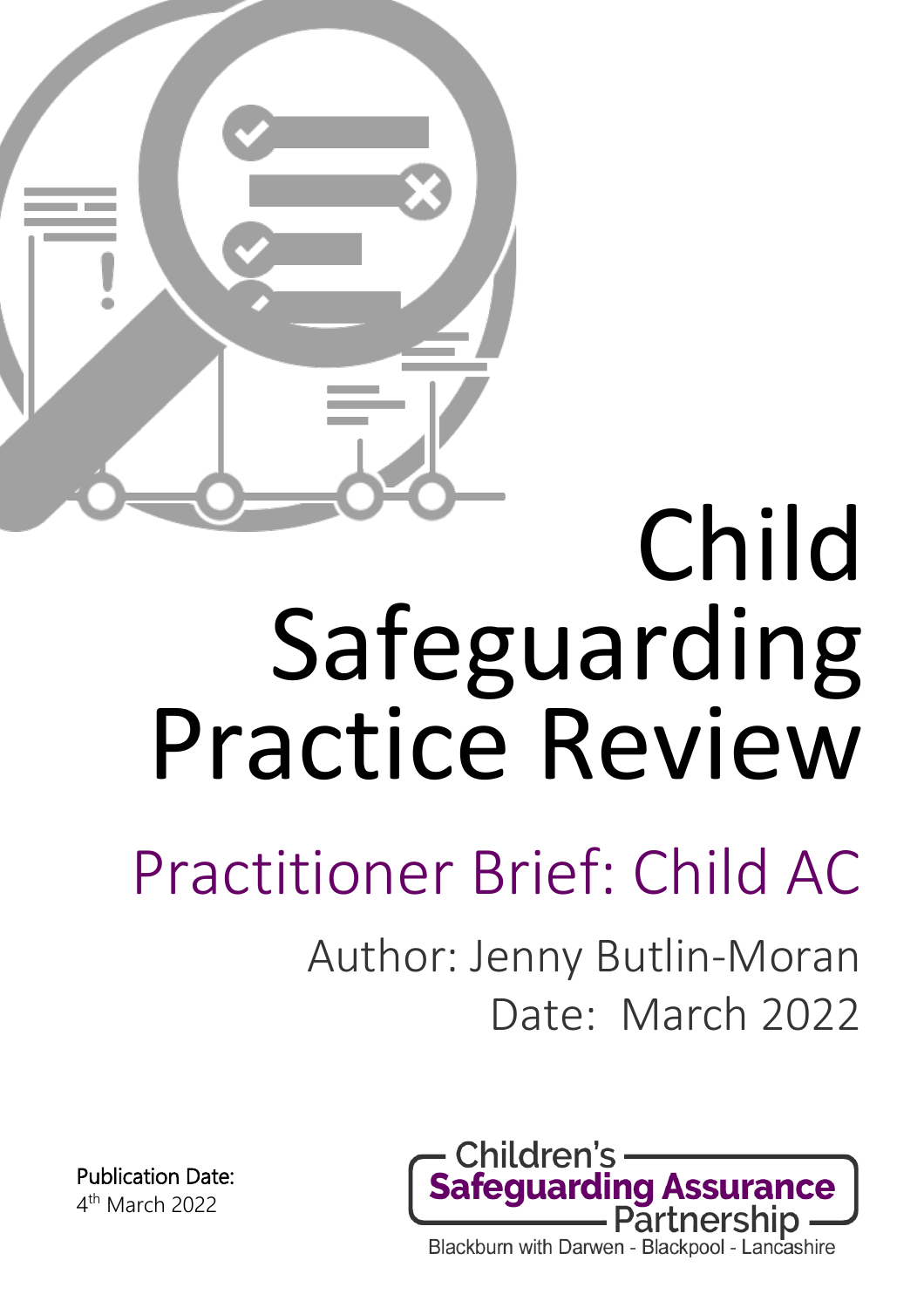# Child Safeguarding Practice Review

## Practitioner Brief: Child AC

Author: Jenny Butlin-Moran

Date: March 2022

Publication Date:
4th March 2022

Children's Safeguarding Assurance Partnership
Blackburn with Darwen - Blackpool - Lancashire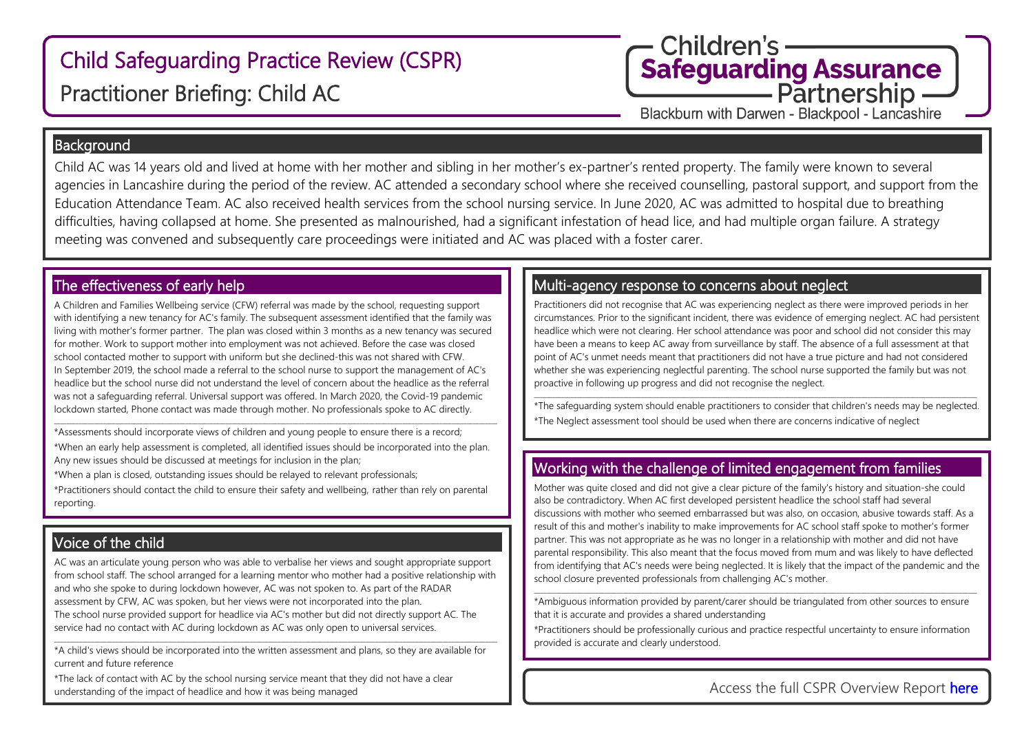# Child Safeguarding Practice Review (CSPR)

## Practitioner Briefing: Child AC

Children's Safeguarding Assurance Partnership

Blackburn with Darwen - Blackpool - Lancashire

## Background

Child AC was 14 years old and lived at home with her mother and sibling in her mother's ex-partner's rented property. The family were known to several agencies in Lancashire during the period of the review. AC attended a secondary school where she received counselling, pastoral support, and support from the Education Attendance Team. AC also received health services from the school nursing service. In June 2020, AC was admitted to hospital due to breathing difficulties, having collapsed at home. She presented as malnourished, had a significant infestation of head lice, and had multiple organ failure. A strategy meeting was convened and subsequently care proceedings were initiated and AC was placed with a foster carer.

## The effectiveness of early help

A Children and Families Wellbeing service (CFW) referral was made by the school, requesting support with identifying a new tenancy for AC's family. The subsequent assessment identified that the family was living with mother's former partner. The plan was closed within 3 months as a new tenancy was secured for mother. Work to support mother into employment was not achieved. Before the case was closed school contacted mother to support with uniform but she declined-this was not shared with CFW. In September 2019, the school made a referral to the school nurse to support the management of AC's headlice but the school nurse did not understand the level of concern about the headlice as the referral was not a safeguarding referral. Universal support was offered. In March 2020, the Covid-19 pandemic lockdown started, Phone contact was made through mother. No professionals spoke to AC directly.

*Assessments should incorporate views of children and young people to ensure there is a record;

*When an early help assessment is completed, all identified issues should be incorporated into the plan. Any new issues should be discussed at meetings for inclusion in the plan;

*When a plan is closed, outstanding issues should be relayed to relevant professionals;

*Practitioners should contact the child to ensure their safety and wellbeing, rather than rely on parental reporting.

## Voice of the child

AC was an articulate young person who was able to verbalise her views and sought appropriate support from school staff. The school arranged for a learning mentor who mother had a positive relationship with and who she spoke to during lockdown however, AC was not spoken to. As part of the RADAR assessment by CFW, AC was spoken, but her views were not incorporated into the plan.
The school nurse provided support for headlice via AC's mother but did not directly support AC. The service had no contact with AC during lockdown as AC was only open to universal services.

*A child's views should be incorporated into the written assessment and plans, so they are available for current and future reference

*The lack of contact with AC by the school nursing service meant that they did not have a clear understanding of the impact of headlice and how it was being managed

## Multi-agency response to concerns about neglect

Practitioners did not recognise that AC was experiencing neglect as there were improved periods in her circumstances. Prior to the significant incident, there was evidence of emerging neglect. AC had persistent headlice which were not clearing. Her school attendance was poor and school did not consider this may have been a means to keep AC away from surveillance by staff. The absence of a full assessment at that point of AC's unmet needs meant that practitioners did not have a true picture and had not considered whether she was experiencing neglectful parenting. The school nurse supported the family but was not proactive in following up progress and did not recognise the neglect.

*The safeguarding system should enable practitioners to consider that children's needs may be neglected.

*The Neglect assessment tool should be used when there are concerns indicative of neglect

## Working with the challenge of limited engagement from families

Mother was quite closed and did not give a clear picture of the family's history and situation-she could also be contradictory. When AC first developed persistent headlice the school staff had several discussions with mother who seemed embarrassed but was also, on occasion, abusive towards staff. As a result of this and mother's inability to make improvements for AC school staff spoke to mother's former partner. This was not appropriate as he was no longer in a relationship with mother and did not have parental responsibility. This also meant that the focus moved from mum and was likely to have deflected from identifying that AC's needs were being neglected. It is likely that the impact of the pandemic and the school closure prevented professionals from challenging AC's mother.

*Ambiguous information provided by parent/carer should be triangulated from other sources to ensure that it is accurate and provides a shared understanding

*Practitioners should be professionally curious and practice respectful uncertainty to ensure information provided is accurate and clearly understood.

Access the full CSPR Overview Report here